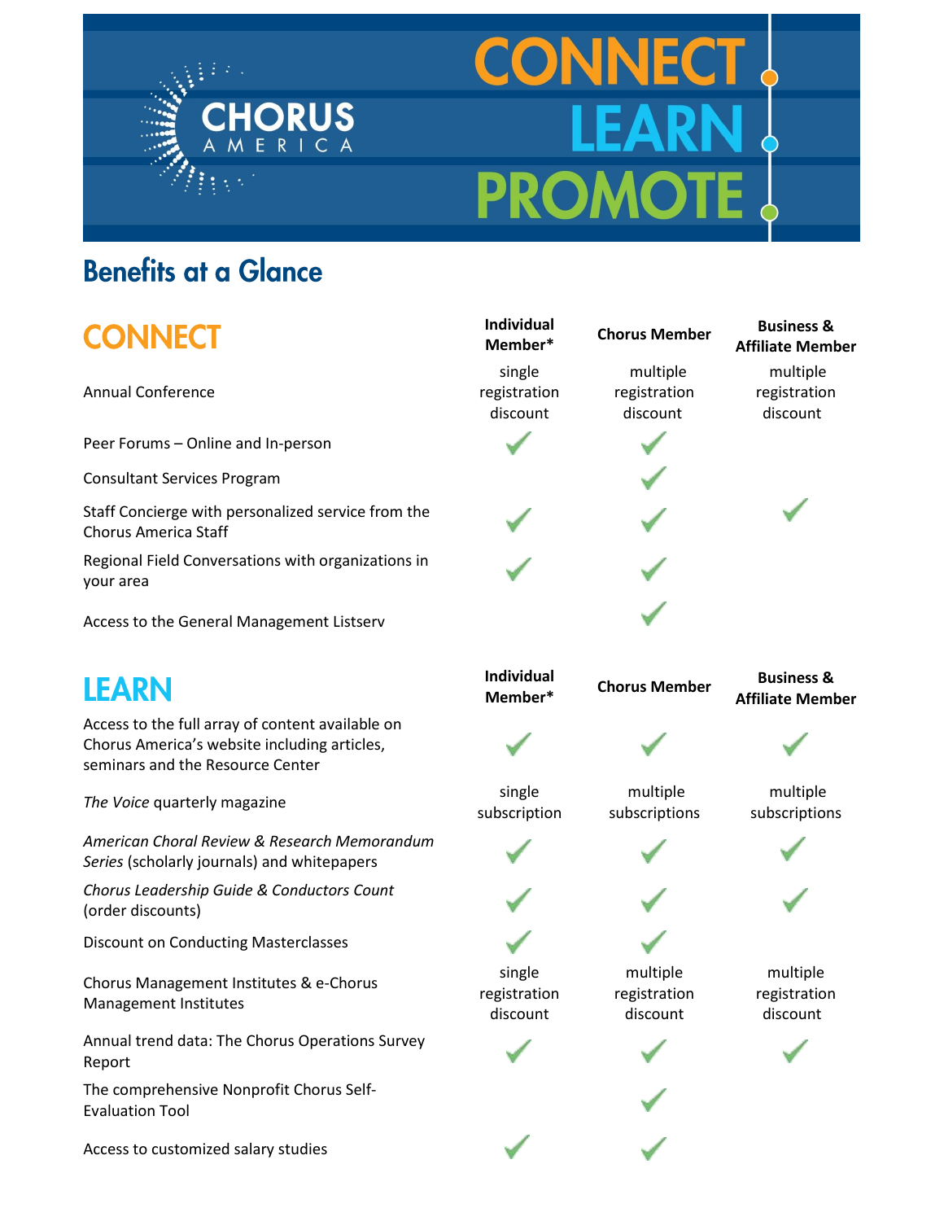# CHORUS AMERICA

# CONNECT · LEARN · PROMOTE

## Benefits at a Glance

### CONNECT

| | Individual Member* | Chorus Member | Business & Affiliate Member |
|---|---|---|---|
| Annual Conference | single registration discount | multiple registration discount | multiple registration discount |
| Peer Forums – Online and In-person | ✓ | ✓ | |
| Consultant Services Program | | ✓ | |
| Staff Concierge with personalized service from the Chorus America Staff | ✓ | ✓ | ✓ |
| Regional Field Conversations with organizations in your area | ✓ | ✓ | |
| Access to the General Management Listserv | | ✓ | |

### LEARN

| | Individual Member* | Chorus Member | Business & Affiliate Member |
|---|---|---|---|
| Access to the full array of content available on Chorus America's website including articles, seminars and the Resource Center | ✓ | ✓ | ✓ |
| *The Voice* quarterly magazine | single subscription | multiple subscriptions | multiple subscriptions |
| *American Choral Review & Research Memorandum Series* (scholarly journals) and whitepapers | ✓ | ✓ | ✓ |
| *Chorus Leadership Guide & Conductors Count* (order discounts) | ✓ | ✓ | ✓ |
| Discount on Conducting Masterclasses | ✓ | ✓ | |
| Chorus Management Institutes & e-Chorus Management Institutes | single registration discount | multiple registration discount | multiple registration discount |
| Annual trend data: The Chorus Operations Survey Report | ✓ | ✓ | ✓ |
| The comprehensive Nonprofit Chorus Self-Evaluation Tool | | ✓ | |
| Access to customized salary studies | ✓ | ✓ | |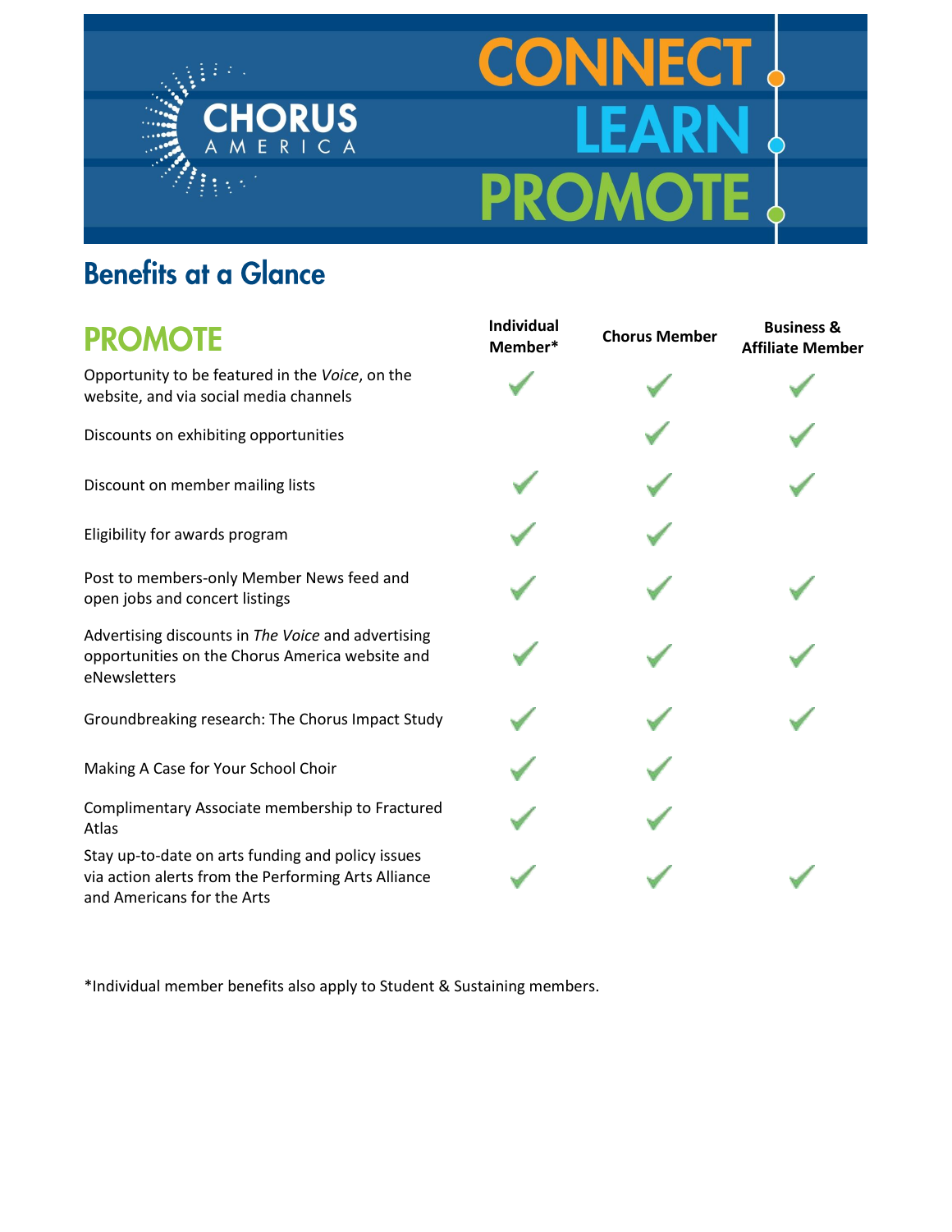CHORUS AMERICA

CONNECT
LEARN
PROMOTE

## Benefits at a Glance

| PROMOTE | Individual Member* | Chorus Member | Business & Affiliate Member |
|---|---|---|---|
| Opportunity to be featured in the *Voice*, on the website, and via social media channels | ✓ | ✓ | ✓ |
| Discounts on exhibiting opportunities | | ✓ | ✓ |
| Discount on member mailing lists | ✓ | ✓ | ✓ |
| Eligibility for awards program | ✓ | ✓ | |
| Post to members-only Member News feed and open jobs and concert listings | ✓ | ✓ | ✓ |
| Advertising discounts in *The Voice* and advertising opportunities on the Chorus America website and eNewsletters | ✓ | ✓ | ✓ |
| Groundbreaking research: The Chorus Impact Study | ✓ | ✓ | ✓ |
| Making A Case for Your School Choir | ✓ | ✓ | |
| Complimentary Associate membership to Fractured Atlas | ✓ | ✓ | |
| Stay up-to-date on arts funding and policy issues via action alerts from the Performing Arts Alliance and Americans for the Arts | ✓ | ✓ | ✓ |

*Individual member benefits also apply to Student & Sustaining members.